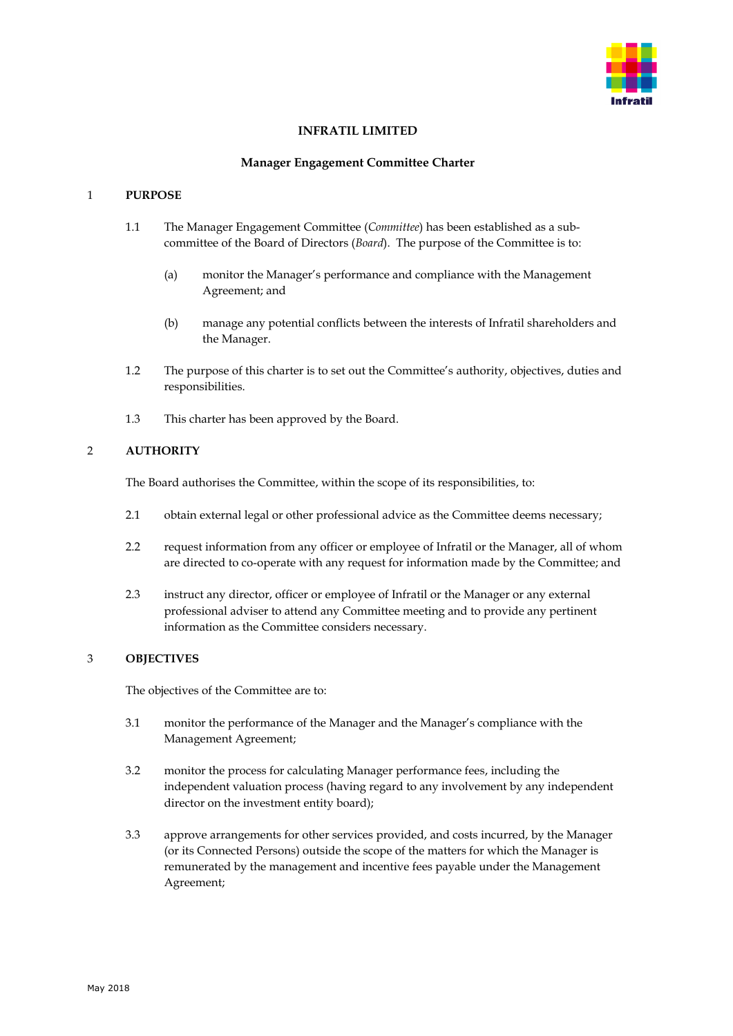# INFRATIL LIMITED

## Manager Engagement Committee Charter

### 1 PURPOSE

1.1 The Manager Engagement Committee (*Committee*) has been established as a sub-committee of the Board of Directors (*Board*). The purpose of the Committee is to:

(a) monitor the Manager's performance and compliance with the Management Agreement; and

(b) manage any potential conflicts between the interests of Infratil shareholders and the Manager.

1.2 The purpose of this charter is to set out the Committee's authority, objectives, duties and responsibilities.

1.3 This charter has been approved by the Board.

### 2 AUTHORITY

The Board authorises the Committee, within the scope of its responsibilities, to:

2.1 obtain external legal or other professional advice as the Committee deems necessary;

2.2 request information from any officer or employee of Infratil or the Manager, all of whom are directed to co-operate with any request for information made by the Committee; and

2.3 instruct any director, officer or employee of Infratil or the Manager or any external professional adviser to attend any Committee meeting and to provide any pertinent information as the Committee considers necessary.

### 3 OBJECTIVES

The objectives of the Committee are to:

3.1 monitor the performance of the Manager and the Manager's compliance with the Management Agreement;

3.2 monitor the process for calculating Manager performance fees, including the independent valuation process (having regard to any involvement by any independent director on the investment entity board);

3.3 approve arrangements for other services provided, and costs incurred, by the Manager (or its Connected Persons) outside the scope of the matters for which the Manager is remunerated by the management and incentive fees payable under the Management Agreement;

May 2018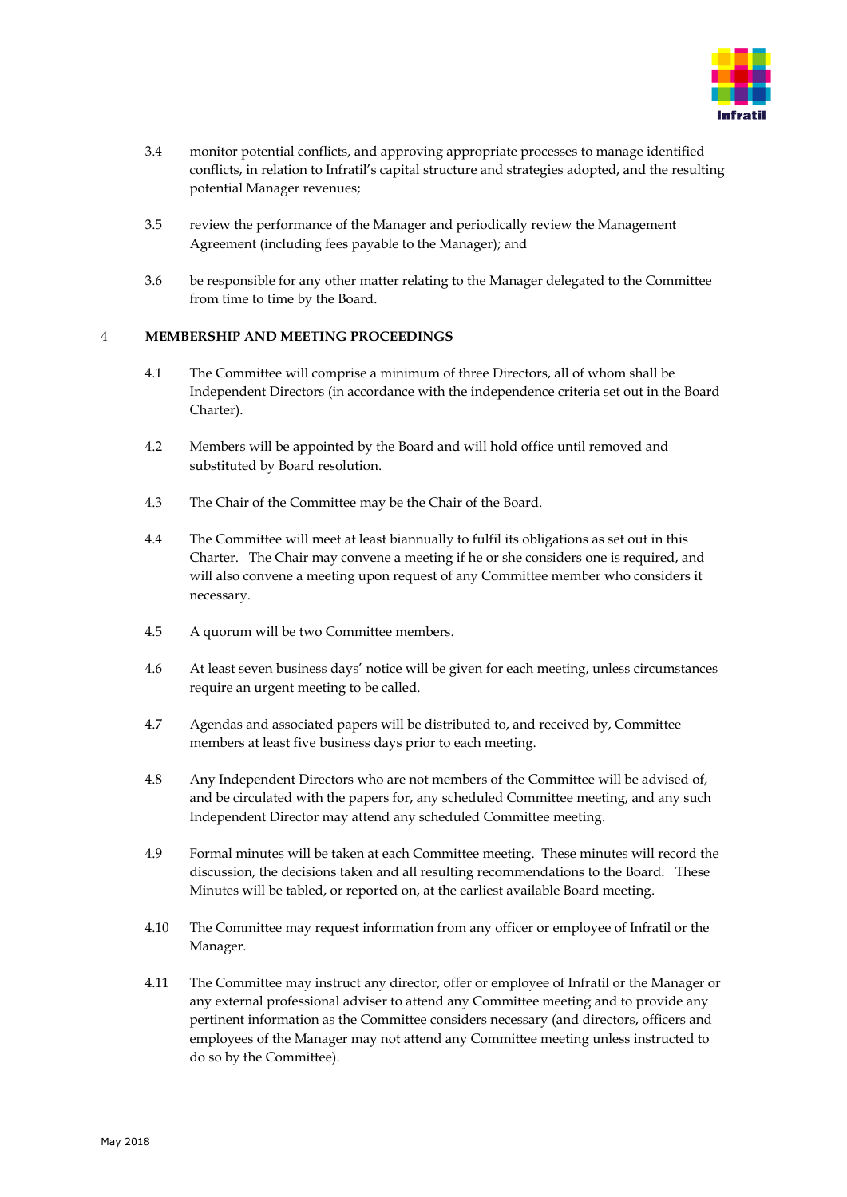3.4 monitor potential conflicts, and approving appropriate processes to manage identified conflicts, in relation to Infratil's capital structure and strategies adopted, and the resulting potential Manager revenues;

3.5 review the performance of the Manager and periodically review the Management Agreement (including fees payable to the Manager); and

3.6 be responsible for any other matter relating to the Manager delegated to the Committee from time to time by the Board.

## 4 MEMBERSHIP AND MEETING PROCEEDINGS

4.1 The Committee will comprise a minimum of three Directors, all of whom shall be Independent Directors (in accordance with the independence criteria set out in the Board Charter).

4.2 Members will be appointed by the Board and will hold office until removed and substituted by Board resolution.

4.3 The Chair of the Committee may be the Chair of the Board.

4.4 The Committee will meet at least biannually to fulfil its obligations as set out in this Charter. The Chair may convene a meeting if he or she considers one is required, and will also convene a meeting upon request of any Committee member who considers it necessary.

4.5 A quorum will be two Committee members.

4.6 At least seven business days' notice will be given for each meeting, unless circumstances require an urgent meeting to be called.

4.7 Agendas and associated papers will be distributed to, and received by, Committee members at least five business days prior to each meeting.

4.8 Any Independent Directors who are not members of the Committee will be advised of, and be circulated with the papers for, any scheduled Committee meeting, and any such Independent Director may attend any scheduled Committee meeting.

4.9 Formal minutes will be taken at each Committee meeting. These minutes will record the discussion, the decisions taken and all resulting recommendations to the Board. These Minutes will be tabled, or reported on, at the earliest available Board meeting.

4.10 The Committee may request information from any officer or employee of Infratil or the Manager.

4.11 The Committee may instruct any director, offer or employee of Infratil or the Manager or any external professional adviser to attend any Committee meeting and to provide any pertinent information as the Committee considers necessary (and directors, officers and employees of the Manager may not attend any Committee meeting unless instructed to do so by the Committee).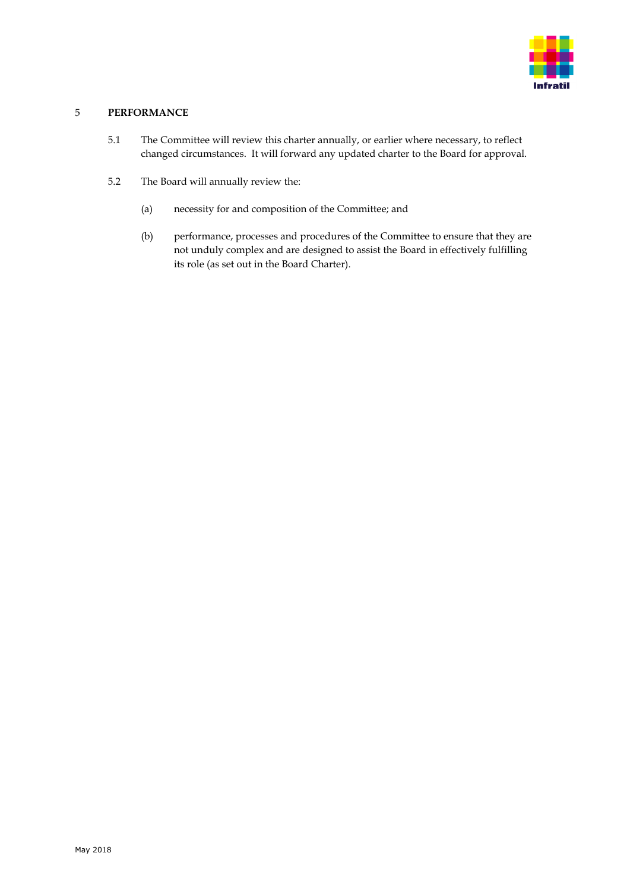## 5 PERFORMANCE

5.1 The Committee will review this charter annually, or earlier where necessary, to reflect changed circumstances. It will forward any updated charter to the Board for approval.

5.2 The Board will annually review the:

(a) necessity for and composition of the Committee; and

(b) performance, processes and procedures of the Committee to ensure that they are not unduly complex and are designed to assist the Board in effectively fulfilling its role (as set out in the Board Charter).

May 2018